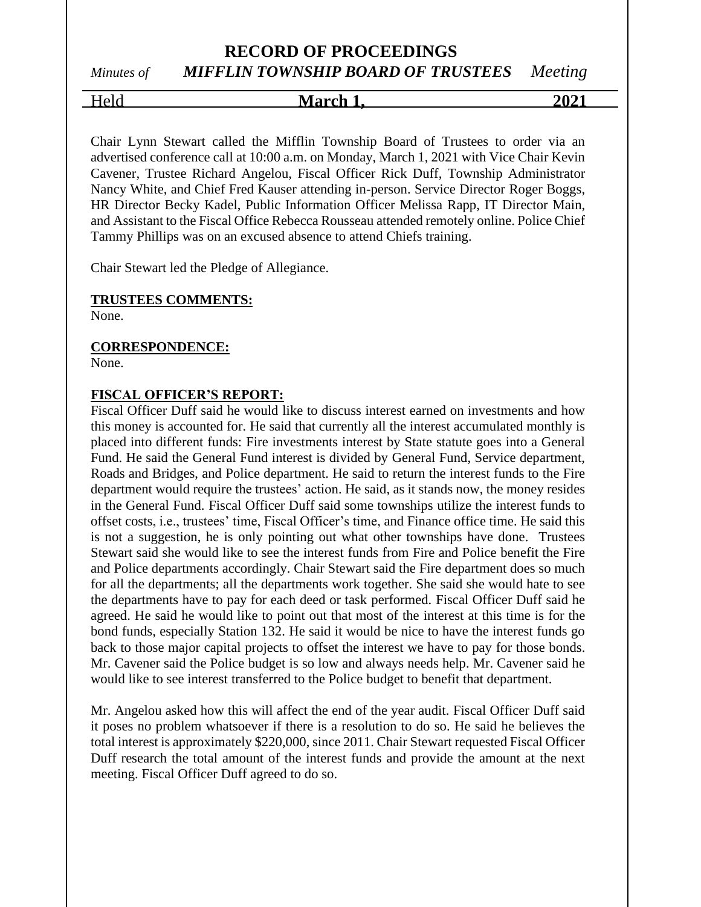# RECORD OF PROCEEDINGS

*Minutes of* ***MIFFLIN TOWNSHIP BOARD OF TRUSTEES*** *Meeting*

Held **March 1, 2021**

Chair Lynn Stewart called the Mifflin Township Board of Trustees to order via an advertised conference call at 10:00 a.m. on Monday, March 1, 2021 with Vice Chair Kevin Cavener, Trustee Richard Angelou, Fiscal Officer Rick Duff, Township Administrator Nancy White, and Chief Fred Kauser attending in-person. Service Director Roger Boggs, HR Director Becky Kadel, Public Information Officer Melissa Rapp, IT Director Main, and Assistant to the Fiscal Office Rebecca Rousseau attended remotely online. Police Chief Tammy Phillips was on an excused absence to attend Chiefs training.

Chair Stewart led the Pledge of Allegiance.

**TRUSTEES COMMENTS:**
None.

**CORRESPONDENCE:**
None.

**FISCAL OFFICER'S REPORT:**
Fiscal Officer Duff said he would like to discuss interest earned on investments and how this money is accounted for. He said that currently all the interest accumulated monthly is placed into different funds: Fire investments interest by State statute goes into a General Fund. He said the General Fund interest is divided by General Fund, Service department, Roads and Bridges, and Police department. He said to return the interest funds to the Fire department would require the trustees' action. He said, as it stands now, the money resides in the General Fund. Fiscal Officer Duff said some townships utilize the interest funds to offset costs, i.e., trustees' time, Fiscal Officer's time, and Finance office time. He said this is not a suggestion, he is only pointing out what other townships have done. Trustees Stewart said she would like to see the interest funds from Fire and Police benefit the Fire and Police departments accordingly. Chair Stewart said the Fire department does so much for all the departments; all the departments work together. She said she would hate to see the departments have to pay for each deed or task performed. Fiscal Officer Duff said he agreed. He said he would like to point out that most of the interest at this time is for the bond funds, especially Station 132. He said it would be nice to have the interest funds go back to those major capital projects to offset the interest we have to pay for those bonds. Mr. Cavener said the Police budget is so low and always needs help. Mr. Cavener said he would like to see interest transferred to the Police budget to benefit that department.

Mr. Angelou asked how this will affect the end of the year audit. Fiscal Officer Duff said it poses no problem whatsoever if there is a resolution to do so. He said he believes the total interest is approximately $220,000, since 2011. Chair Stewart requested Fiscal Officer Duff research the total amount of the interest funds and provide the amount at the next meeting. Fiscal Officer Duff agreed to do so.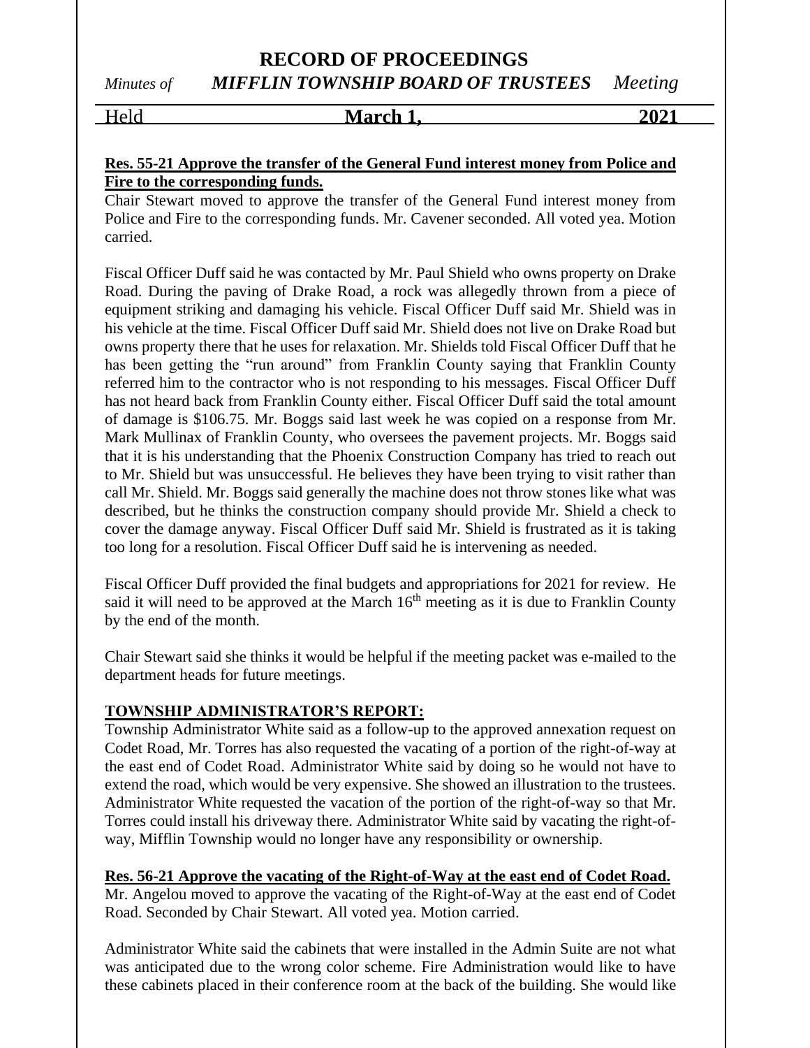**Res. 55-21 Approve the transfer of the General Fund interest money from Police and Fire to the corresponding funds.**

Chair Stewart moved to approve the transfer of the General Fund interest money from Police and Fire to the corresponding funds. Mr. Cavener seconded. All voted yea. Motion carried.

Fiscal Officer Duff said he was contacted by Mr. Paul Shield who owns property on Drake Road. During the paving of Drake Road, a rock was allegedly thrown from a piece of equipment striking and damaging his vehicle. Fiscal Officer Duff said Mr. Shield was in his vehicle at the time. Fiscal Officer Duff said Mr. Shield does not live on Drake Road but owns property there that he uses for relaxation. Mr. Shields told Fiscal Officer Duff that he has been getting the "run around" from Franklin County saying that Franklin County referred him to the contractor who is not responding to his messages. Fiscal Officer Duff has not heard back from Franklin County either. Fiscal Officer Duff said the total amount of damage is $106.75. Mr. Boggs said last week he was copied on a response from Mr. Mark Mullinax of Franklin County, who oversees the pavement projects. Mr. Boggs said that it is his understanding that the Phoenix Construction Company has tried to reach out to Mr. Shield but was unsuccessful. He believes they have been trying to visit rather than call Mr. Shield. Mr. Boggs said generally the machine does not throw stones like what was described, but he thinks the construction company should provide Mr. Shield a check to cover the damage anyway. Fiscal Officer Duff said Mr. Shield is frustrated as it is taking too long for a resolution. Fiscal Officer Duff said he is intervening as needed.

Fiscal Officer Duff provided the final budgets and appropriations for 2021 for review. He said it will need to be approved at the March 16th meeting as it is due to Franklin County by the end of the month.

Chair Stewart said she thinks it would be helpful if the meeting packet was e-mailed to the department heads for future meetings.

**TOWNSHIP ADMINISTRATOR'S REPORT:**

Township Administrator White said as a follow-up to the approved annexation request on Codet Road, Mr. Torres has also requested the vacating of a portion of the right-of-way at the east end of Codet Road. Administrator White said by doing so he would not have to extend the road, which would be very expensive. She showed an illustration to the trustees. Administrator White requested the vacation of the portion of the right-of-way so that Mr. Torres could install his driveway there. Administrator White said by vacating the right-of-way, Mifflin Township would no longer have any responsibility or ownership.

**Res. 56-21 Approve the vacating of the Right-of-Way at the east end of Codet Road.**

Mr. Angelou moved to approve the vacating of the Right-of-Way at the east end of Codet Road. Seconded by Chair Stewart. All voted yea. Motion carried.

Administrator White said the cabinets that were installed in the Admin Suite are not what was anticipated due to the wrong color scheme. Fire Administration would like to have these cabinets placed in their conference room at the back of the building. She would like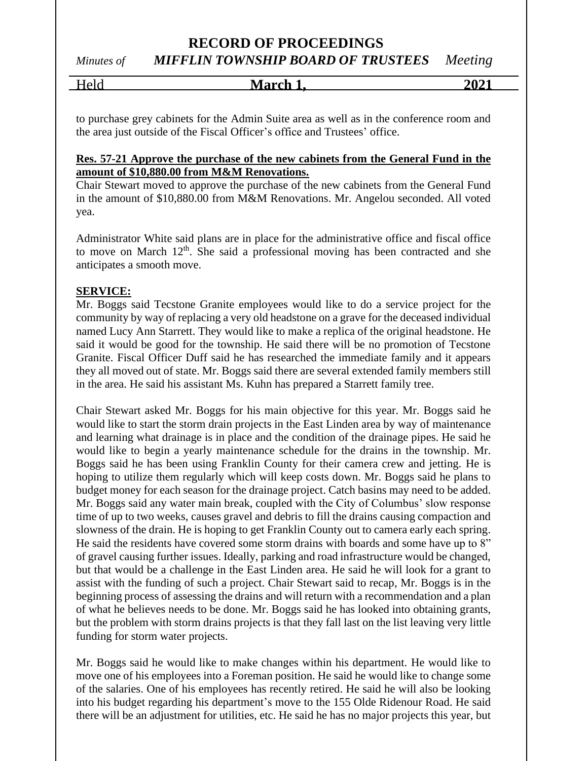to purchase grey cabinets for the Admin Suite area as well as in the conference room and the area just outside of the Fiscal Officer's office and Trustees' office.

**Res. 57-21 Approve the purchase of the new cabinets from the General Fund in the amount of $10,880.00 from M&M Renovations.**

Chair Stewart moved to approve the purchase of the new cabinets from the General Fund in the amount of $10,880.00 from M&M Renovations. Mr. Angelou seconded. All voted yea.

Administrator White said plans are in place for the administrative office and fiscal office to move on March 12th. She said a professional moving has been contracted and she anticipates a smooth move.

**SERVICE:**

Mr. Boggs said Tecstone Granite employees would like to do a service project for the community by way of replacing a very old headstone on a grave for the deceased individual named Lucy Ann Starrett. They would like to make a replica of the original headstone. He said it would be good for the township. He said there will be no promotion of Tecstone Granite. Fiscal Officer Duff said he has researched the immediate family and it appears they all moved out of state. Mr. Boggs said there are several extended family members still in the area. He said his assistant Ms. Kuhn has prepared a Starrett family tree.

Chair Stewart asked Mr. Boggs for his main objective for this year. Mr. Boggs said he would like to start the storm drain projects in the East Linden area by way of maintenance and learning what drainage is in place and the condition of the drainage pipes. He said he would like to begin a yearly maintenance schedule for the drains in the township. Mr. Boggs said he has been using Franklin County for their camera crew and jetting. He is hoping to utilize them regularly which will keep costs down. Mr. Boggs said he plans to budget money for each season for the drainage project. Catch basins may need to be added. Mr. Boggs said any water main break, coupled with the City of Columbus' slow response time of up to two weeks, causes gravel and debris to fill the drains causing compaction and slowness of the drain. He is hoping to get Franklin County out to camera early each spring. He said the residents have covered some storm drains with boards and some have up to 8" of gravel causing further issues. Ideally, parking and road infrastructure would be changed, but that would be a challenge in the East Linden area. He said he will look for a grant to assist with the funding of such a project. Chair Stewart said to recap, Mr. Boggs is in the beginning process of assessing the drains and will return with a recommendation and a plan of what he believes needs to be done. Mr. Boggs said he has looked into obtaining grants, but the problem with storm drains projects is that they fall last on the list leaving very little funding for storm water projects.

Mr. Boggs said he would like to make changes within his department. He would like to move one of his employees into a Foreman position. He said he would like to change some of the salaries. One of his employees has recently retired. He said he will also be looking into his budget regarding his department's move to the 155 Olde Ridenour Road. He said there will be an adjustment for utilities, etc. He said he has no major projects this year, but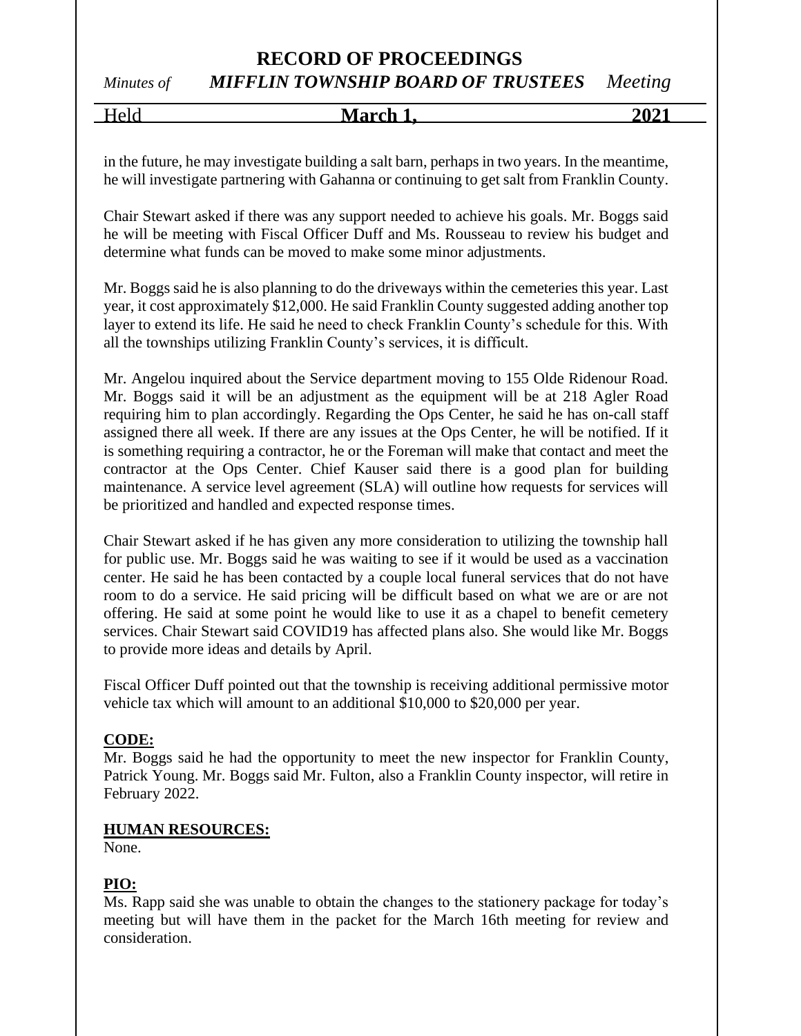in the future, he may investigate building a salt barn, perhaps in two years. In the meantime, he will investigate partnering with Gahanna or continuing to get salt from Franklin County.

Chair Stewart asked if there was any support needed to achieve his goals. Mr. Boggs said he will be meeting with Fiscal Officer Duff and Ms. Rousseau to review his budget and determine what funds can be moved to make some minor adjustments.

Mr. Boggs said he is also planning to do the driveways within the cemeteries this year. Last year, it cost approximately $12,000. He said Franklin County suggested adding another top layer to extend its life. He said he need to check Franklin County's schedule for this. With all the townships utilizing Franklin County's services, it is difficult.

Mr. Angelou inquired about the Service department moving to 155 Olde Ridenour Road. Mr. Boggs said it will be an adjustment as the equipment will be at 218 Agler Road requiring him to plan accordingly. Regarding the Ops Center, he said he has on-call staff assigned there all week. If there are any issues at the Ops Center, he will be notified. If it is something requiring a contractor, he or the Foreman will make that contact and meet the contractor at the Ops Center. Chief Kauser said there is a good plan for building maintenance. A service level agreement (SLA) will outline how requests for services will be prioritized and handled and expected response times.

Chair Stewart asked if he has given any more consideration to utilizing the township hall for public use. Mr. Boggs said he was waiting to see if it would be used as a vaccination center. He said he has been contacted by a couple local funeral services that do not have room to do a service. He said pricing will be difficult based on what we are or are not offering. He said at some point he would like to use it as a chapel to benefit cemetery services. Chair Stewart said COVID19 has affected plans also. She would like Mr. Boggs to provide more ideas and details by April.

Fiscal Officer Duff pointed out that the township is receiving additional permissive motor vehicle tax which will amount to an additional $10,000 to $20,000 per year.

**CODE:**
Mr. Boggs said he had the opportunity to meet the new inspector for Franklin County, Patrick Young. Mr. Boggs said Mr. Fulton, also a Franklin County inspector, will retire in February 2022.

**HUMAN RESOURCES:**
None.

**PIO:**
Ms. Rapp said she was unable to obtain the changes to the stationery package for today's meeting but will have them in the packet for the March 16th meeting for review and consideration.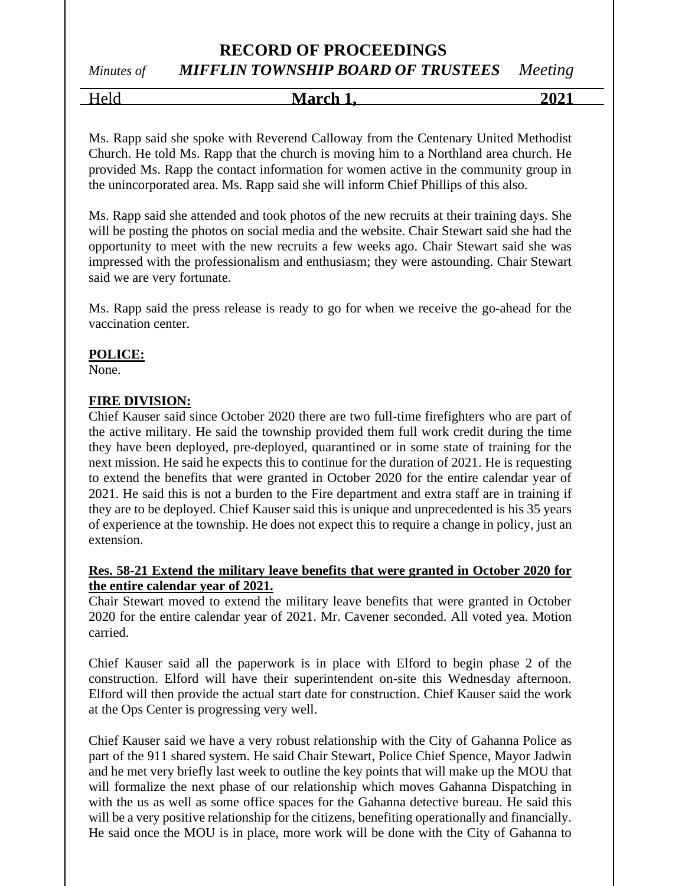Ms. Rapp said she spoke with Reverend Calloway from the Centenary United Methodist Church. He told Ms. Rapp that the church is moving him to a Northland area church. He provided Ms. Rapp the contact information for women active in the community group in the unincorporated area. Ms. Rapp said she will inform Chief Phillips of this also.

Ms. Rapp said she attended and took photos of the new recruits at their training days. She will be posting the photos on social media and the website. Chair Stewart said she had the opportunity to meet with the new recruits a few weeks ago. Chair Stewart said she was impressed with the professionalism and enthusiasm; they were astounding. Chair Stewart said we are very fortunate.

Ms. Rapp said the press release is ready to go for when we receive the go-ahead for the vaccination center.

**POLICE:**

None.

**FIRE DIVISION:**

Chief Kauser said since October 2020 there are two full-time firefighters who are part of the active military. He said the township provided them full work credit during the time they have been deployed, pre-deployed, quarantined or in some state of training for the next mission. He said he expects this to continue for the duration of 2021. He is requesting to extend the benefits that were granted in October 2020 for the entire calendar year of 2021. He said this is not a burden to the Fire department and extra staff are in training if they are to be deployed. Chief Kauser said this is unique and unprecedented is his 35 years of experience at the township. He does not expect this to require a change in policy, just an extension.

**Res. 58-21 Extend the military leave benefits that were granted in October 2020 for the entire calendar year of 2021.**

Chair Stewart moved to extend the military leave benefits that were granted in October 2020 for the entire calendar year of 2021. Mr. Cavener seconded. All voted yea. Motion carried.

Chief Kauser said all the paperwork is in place with Elford to begin phase 2 of the construction. Elford will have their superintendent on-site this Wednesday afternoon. Elford will then provide the actual start date for construction. Chief Kauser said the work at the Ops Center is progressing very well.

Chief Kauser said we have a very robust relationship with the City of Gahanna Police as part of the 911 shared system. He said Chair Stewart, Police Chief Spence, Mayor Jadwin and he met very briefly last week to outline the key points that will make up the MOU that will formalize the next phase of our relationship which moves Gahanna Dispatching in with the us as well as some office spaces for the Gahanna detective bureau. He said this will be a very positive relationship for the citizens, benefiting operationally and financially. He said once the MOU is in place, more work will be done with the City of Gahanna to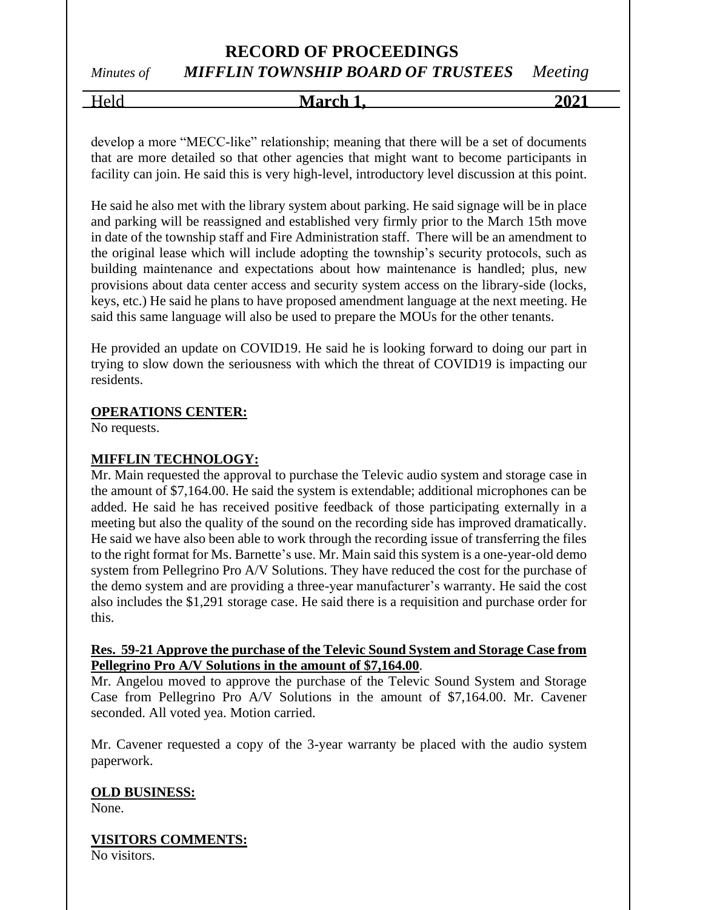develop a more "MECC-like" relationship; meaning that there will be a set of documents that are more detailed so that other agencies that might want to become participants in facility can join. He said this is very high-level, introductory level discussion at this point.

He said he also met with the library system about parking. He said signage will be in place and parking will be reassigned and established very firmly prior to the March 15th move in date of the township staff and Fire Administration staff. There will be an amendment to the original lease which will include adopting the township's security protocols, such as building maintenance and expectations about how maintenance is handled; plus, new provisions about data center access and security system access on the library-side (locks, keys, etc.) He said he plans to have proposed amendment language at the next meeting. He said this same language will also be used to prepare the MOUs for the other tenants.

He provided an update on COVID19. He said he is looking forward to doing our part in trying to slow down the seriousness with which the threat of COVID19 is impacting our residents.

**OPERATIONS CENTER:**
No requests.

**MIFFLIN TECHNOLOGY:**
Mr. Main requested the approval to purchase the Televic audio system and storage case in the amount of $7,164.00. He said the system is extendable; additional microphones can be added. He said he has received positive feedback of those participating externally in a meeting but also the quality of the sound on the recording side has improved dramatically. He said we have also been able to work through the recording issue of transferring the files to the right format for Ms. Barnette's use. Mr. Main said this system is a one-year-old demo system from Pellegrino Pro A/V Solutions. They have reduced the cost for the purchase of the demo system and are providing a three-year manufacturer's warranty. He said the cost also includes the $1,291 storage case. He said there is a requisition and purchase order for this.

**Res. 59-21 Approve the purchase of the Televic Sound System and Storage Case from Pellegrino Pro A/V Solutions in the amount of $7,164.00**.
Mr. Angelou moved to approve the purchase of the Televic Sound System and Storage Case from Pellegrino Pro A/V Solutions in the amount of $7,164.00. Mr. Cavener seconded. All voted yea. Motion carried.

Mr. Cavener requested a copy of the 3-year warranty be placed with the audio system paperwork.

**OLD BUSINESS:**
None.

**VISITORS COMMENTS:**
No visitors.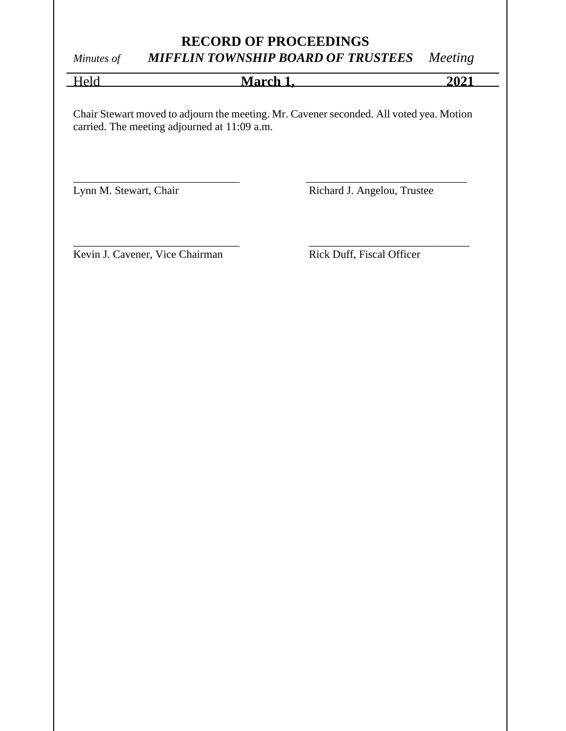Chair Stewart moved to adjourn the meeting. Mr. Cavener seconded. All voted yea. Motion carried. The meeting adjourned at 11:09 a.m.

| | |
|---|---|
| ______________________________ | ______________________________ |
| Lynn M. Stewart, Chair | Richard J. Angelou, Trustee |
| ______________________________ | ______________________________ |
| Kevin J. Cavener, Vice Chairman | Rick Duff, Fiscal Officer |